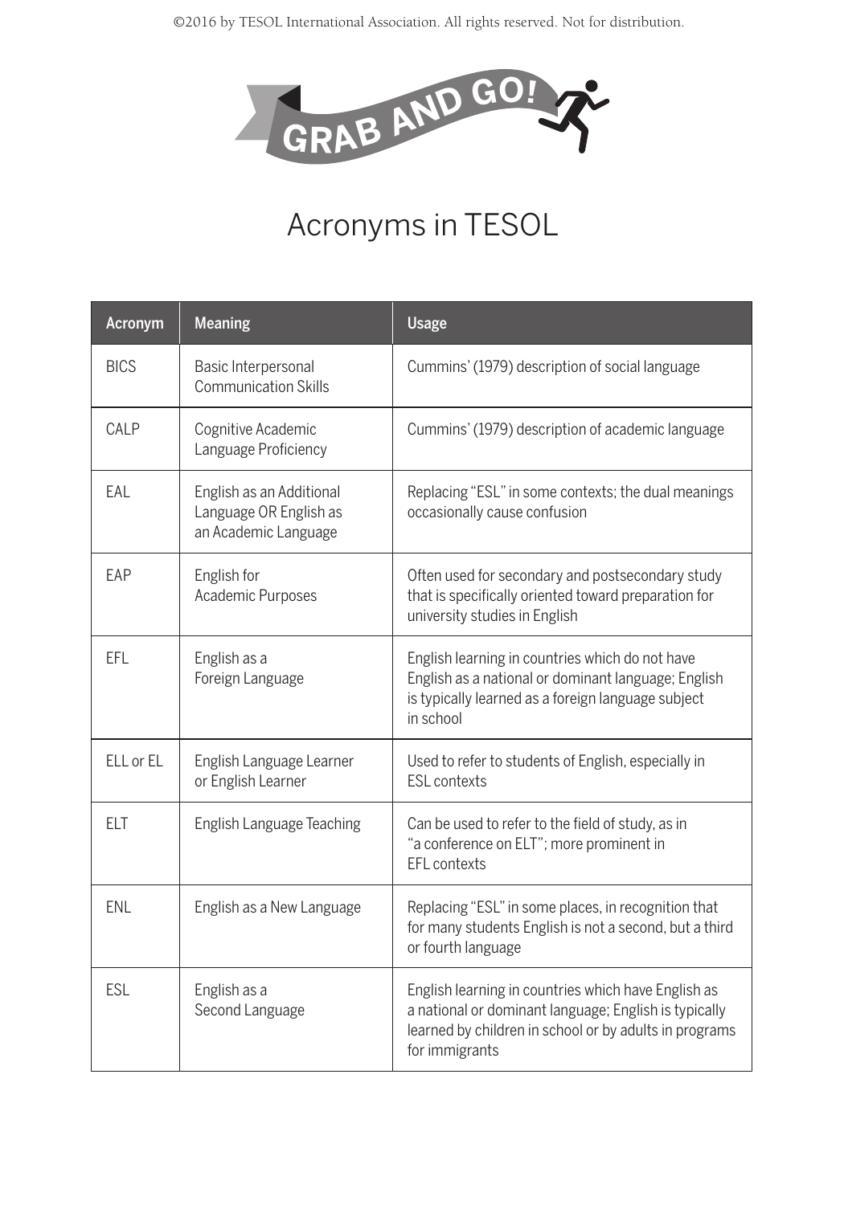GRAB AND GO!

# Acronyms in TESOL

| Acronym | Meaning | Usage |
| --- | --- | --- |
| BICS | Basic Interpersonal Communication Skills | Cummins' (1979) description of social language |
| CALP | Cognitive Academic Language Proficiency | Cummins' (1979) description of academic language |
| EAL | English as an Additional Language OR English as an Academic Language | Replacing "ESL" in some contexts; the dual meanings occasionally cause confusion |
| EAP | English for Academic Purposes | Often used for secondary and postsecondary study that is specifically oriented toward preparation for university studies in English |
| EFL | English as a Foreign Language | English learning in countries which do not have English as a national or dominant language; English is typically learned as a foreign language subject in school |
| ELL or EL | English Language Learner or English Learner | Used to refer to students of English, especially in ESL contexts |
| ELT | English Language Teaching | Can be used to refer to the field of study, as in "a conference on ELT"; more prominent in EFL contexts |
| ENL | English as a New Language | Replacing "ESL" in some places, in recognition that for many students English is not a second, but a third or fourth language |
| ESL | English as a Second Language | English learning in countries which have English as a national or dominant language; English is typically learned by children in school or by adults in programs for immigrants |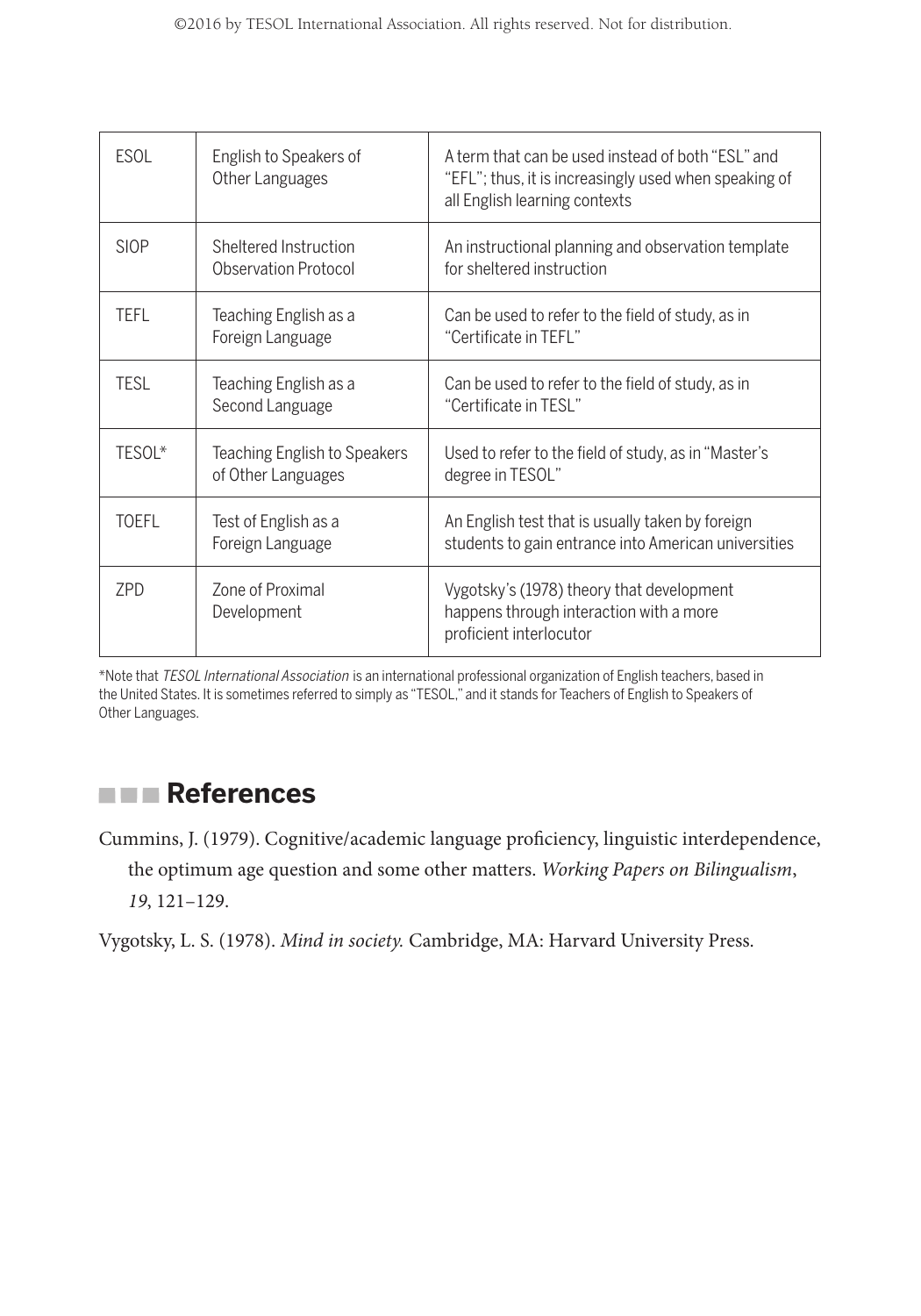| | | |
|---|---|---|
| ESOL | English to Speakers of Other Languages | A term that can be used instead of both "ESL" and "EFL"; thus, it is increasingly used when speaking of all English learning contexts |
| SIOP | Sheltered Instruction Observation Protocol | An instructional planning and observation template for sheltered instruction |
| TEFL | Teaching English as a Foreign Language | Can be used to refer to the field of study, as in "Certificate in TEFL" |
| TESL | Teaching English as a Second Language | Can be used to refer to the field of study, as in "Certificate in TESL" |
| TESOL* | Teaching English to Speakers of Other Languages | Used to refer to the field of study, as in "Master's degree in TESOL" |
| TOEFL | Test of English as a Foreign Language | An English test that is usually taken by foreign students to gain entrance into American universities |
| ZPD | Zone of Proximal Development | Vygotsky's (1978) theory that development happens through interaction with a more proficient interlocutor |

*Note that *TESOL International Association* is an international professional organization of English teachers, based in the United States. It is sometimes referred to simply as "TESOL," and it stands for Teachers of English to Speakers of Other Languages.

## References

Cummins, J. (1979). Cognitive/academic language proficiency, linguistic interdependence, the optimum age question and some other matters. *Working Papers on Bilingualism*, *19*, 121–129.

Vygotsky, L. S. (1978). *Mind in society.* Cambridge, MA: Harvard University Press.